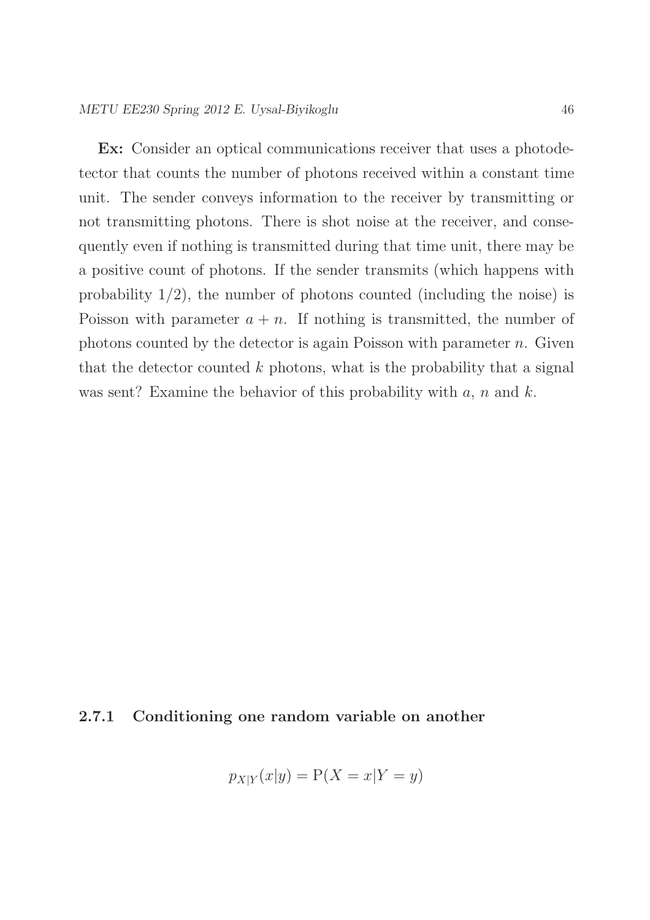**Ex:** Consider an optical communications receiver that uses a photodetector that counts the number of photons received within a constant time unit. The sender conveys information to the receiver by transmitting or not transmitting photons. There is shot noise at the receiver, and consequently even if nothing is transmitted during that time unit, there may be a positive count of photons. If the sender transmits (which happens with probability 1/2), the number of photons counted (including the noise) is Poisson with parameter $a + n$. If nothing is transmitted, the number of photons counted by the detector is again Poisson with parameter $n$. Given that the detector counted $k$ photons, what is the probability that a signal was sent? Examine the behavior of this probability with $a$, $n$ and $k$.

### 2.7.1 Conditioning one random variable on another

$$p_{X|Y}(x|y) = \mathrm{P}(X = x|Y = y)$$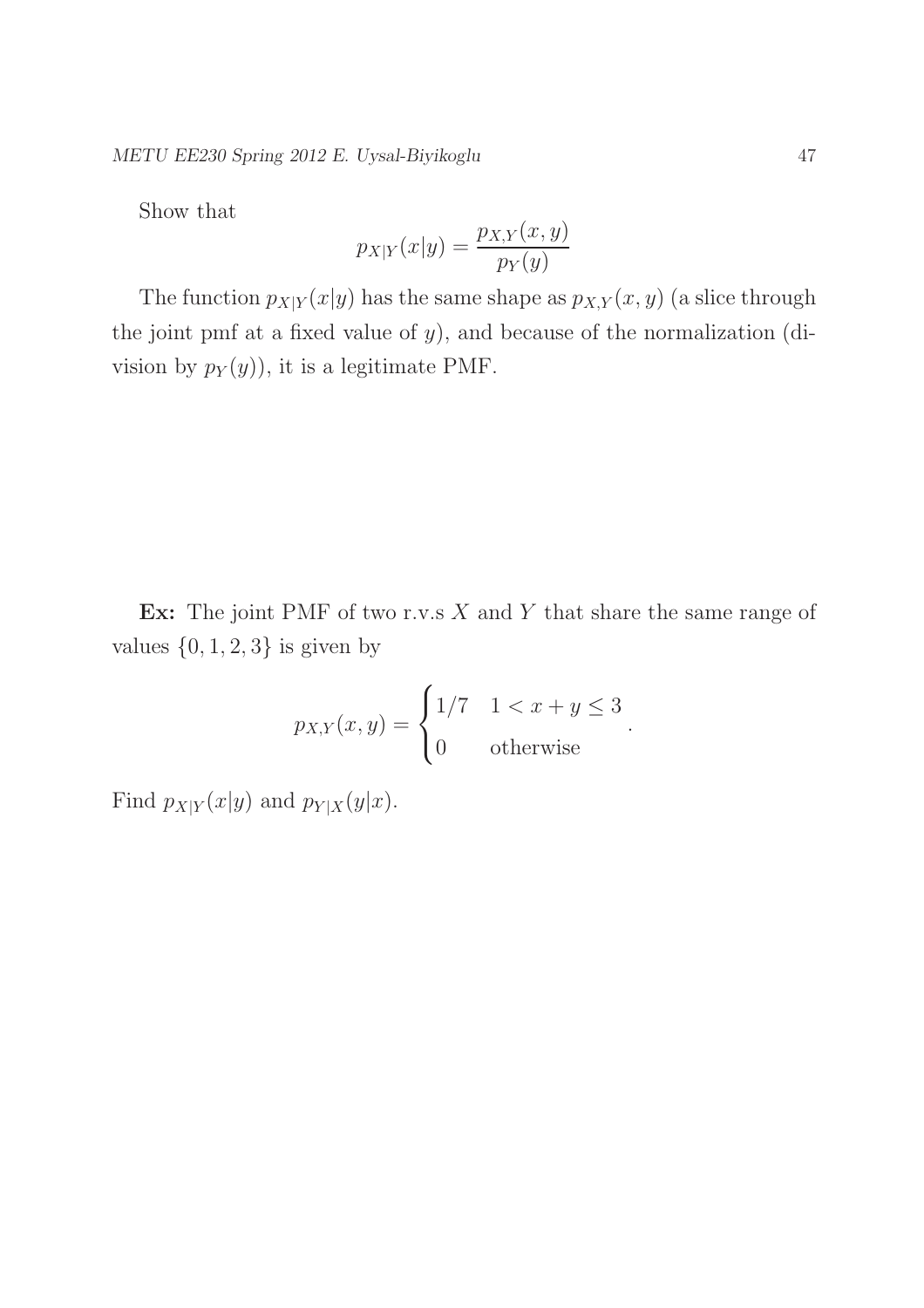Show that

$$p_{X|Y}(x|y) = \frac{p_{X,Y}(x,y)}{p_Y(y)}$$

The function $p_{X|Y}(x|y)$ has the same shape as $p_{X,Y}(x,y)$ (a slice through the joint pmf at a fixed value of $y$), and because of the normalization (division by $p_Y(y)$), it is a legitimate PMF.

**Ex:** The joint PMF of two r.v.s $X$ and $Y$ that share the same range of values $\{0, 1, 2, 3\}$ is given by

$$p_{X,Y}(x,y) = \begin{cases} 1/7 & 1 < x + y \leq 3 \\ 0 & \text{otherwise} \end{cases}.$$

Find $p_{X|Y}(x|y)$ and $p_{Y|X}(y|x)$.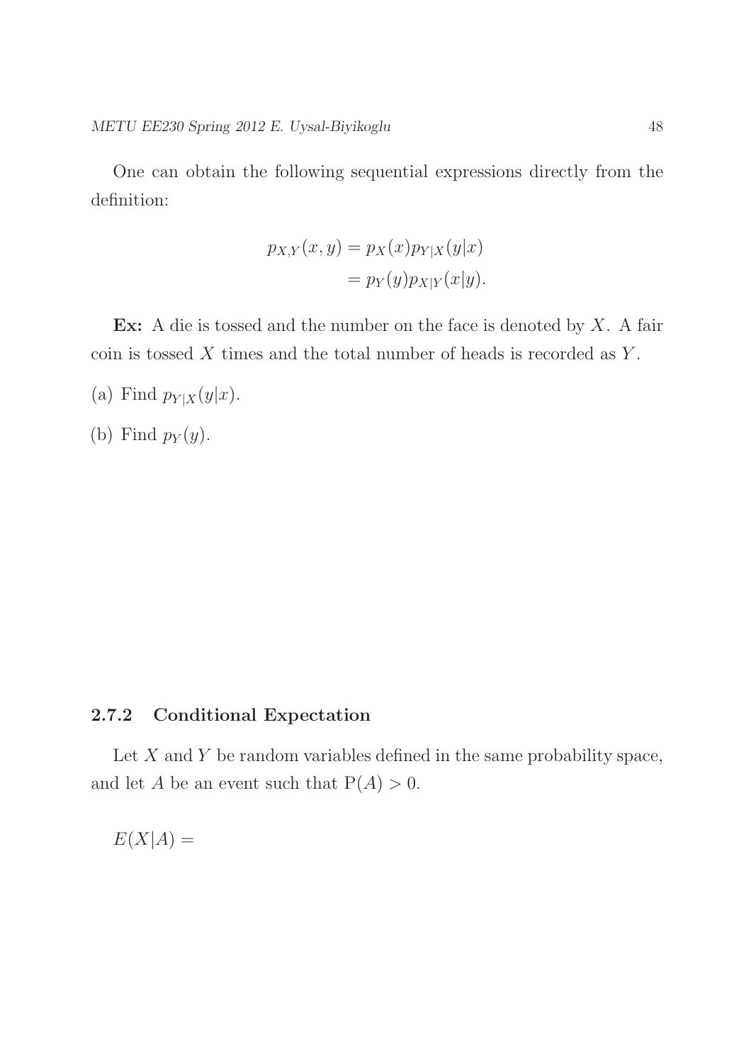One can obtain the following sequential expressions directly from the definition:

$$
\begin{aligned}
p_{X,Y}(x,y) &= p_X(x)p_{Y|X}(y|x) \\
&= p_Y(y)p_{X|Y}(x|y).
\end{aligned}
$$

**Ex:** A die is tossed and the number on the face is denoted by $X$. A fair coin is tossed $X$ times and the total number of heads is recorded as $Y$.

(a) Find $p_{Y|X}(y|x)$.

(b) Find $p_Y(y)$.

### 2.7.2 Conditional Expectation

Let $X$ and $Y$ be random variables defined in the same probability space, and let $A$ be an event such that $\mathrm{P}(A) > 0$.

$E(X|A) =$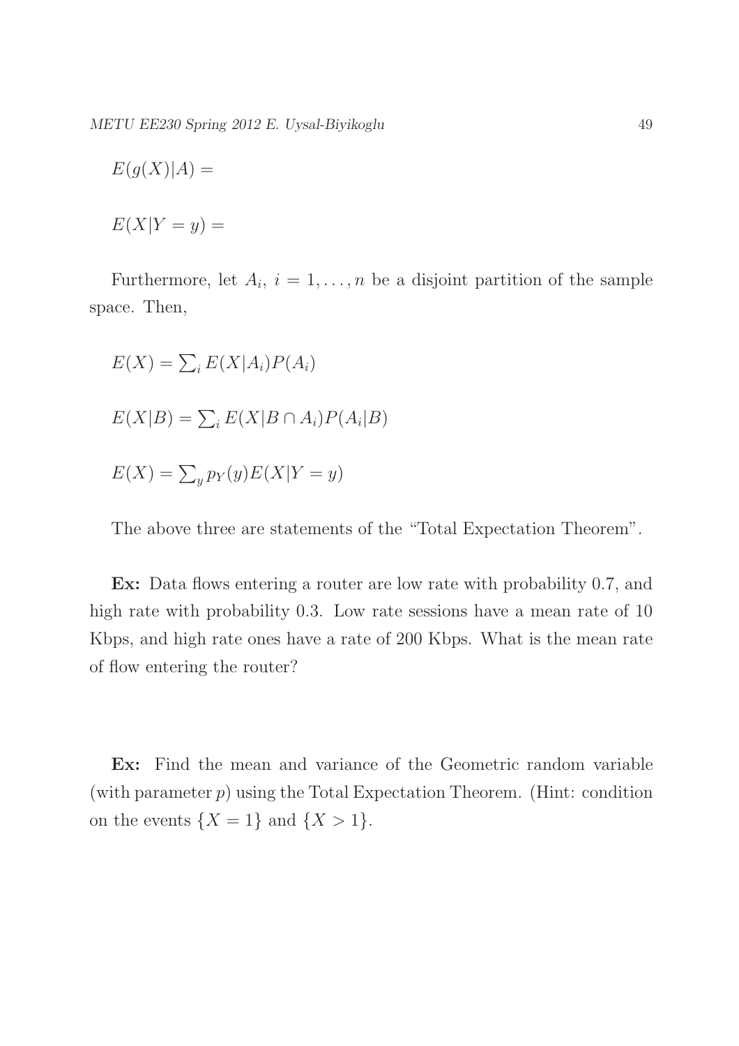$E(g(X)|A) =$

$E(X|Y = y) =$

Furthermore, let $A_i$, $i = 1, \ldots, n$ be a disjoint partition of the sample space. Then,

$E(X) = \sum_i E(X|A_i)P(A_i)$

$E(X|B) = \sum_i E(X|B \cap A_i)P(A_i|B)$

$E(X) = \sum_y p_Y(y)E(X|Y = y)$

The above three are statements of the "Total Expectation Theorem".

**Ex:** Data flows entering a router are low rate with probability 0.7, and high rate with probability 0.3. Low rate sessions have a mean rate of 10 Kbps, and high rate ones have a rate of 200 Kbps. What is the mean rate of flow entering the router?

**Ex:** Find the mean and variance of the Geometric random variable (with parameter $p$) using the Total Expectation Theorem. (Hint: condition on the events $\{X = 1\}$ and $\{X > 1\}$.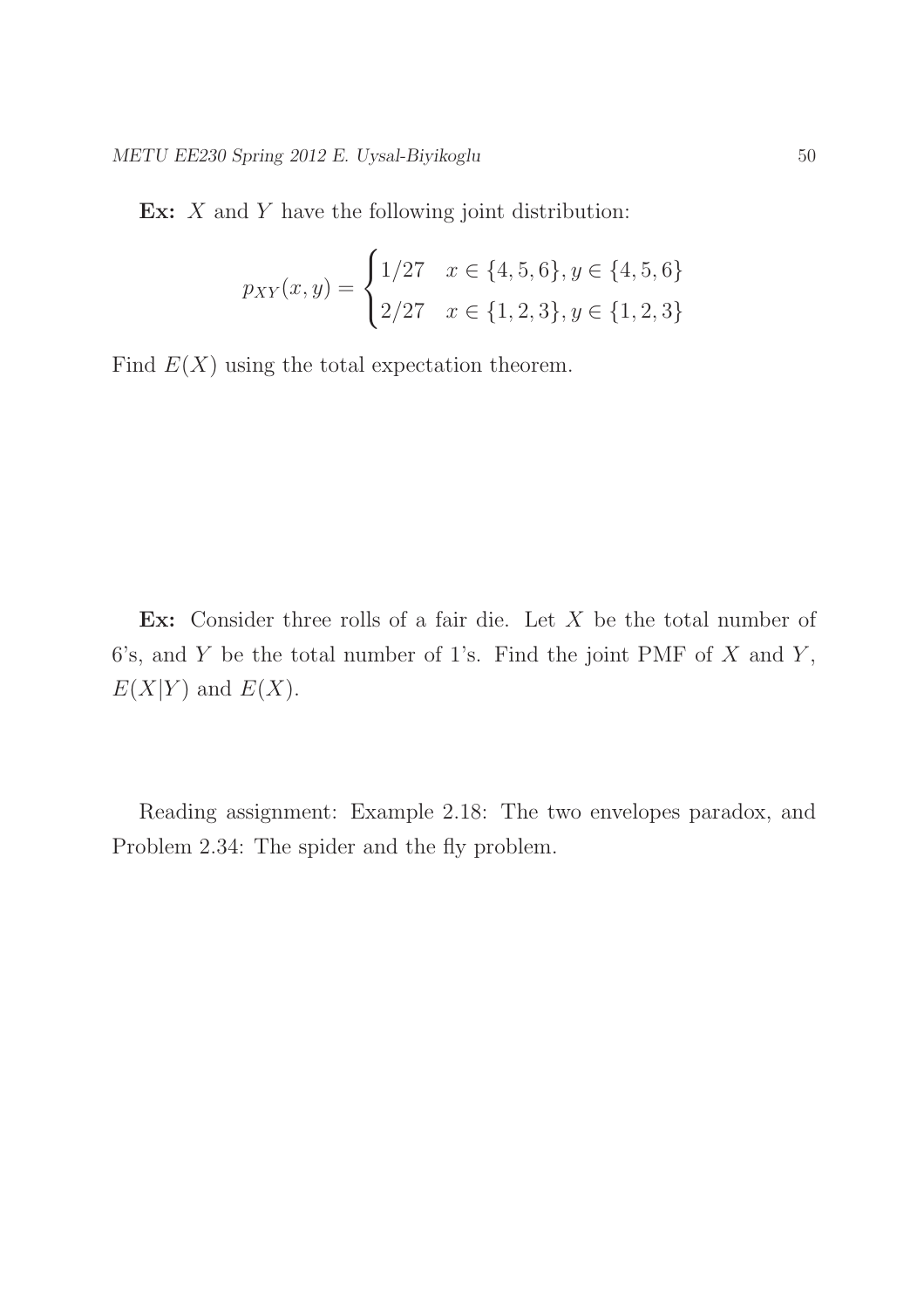**Ex:** $X$ and $Y$ have the following joint distribution:

$$p_{XY}(x,y) = \begin{cases} 1/27 & x \in \{4,5,6\}, y \in \{4,5,6\} \\ 2/27 & x \in \{1,2,3\}, y \in \{1,2,3\} \end{cases}$$

Find $E(X)$ using the total expectation theorem.

**Ex:** Consider three rolls of a fair die. Let $X$ be the total number of 6's, and $Y$ be the total number of 1's. Find the joint PMF of $X$ and $Y$, $E(X|Y)$ and $E(X)$.

Reading assignment: Example 2.18: The two envelopes paradox, and Problem 2.34: The spider and the fly problem.